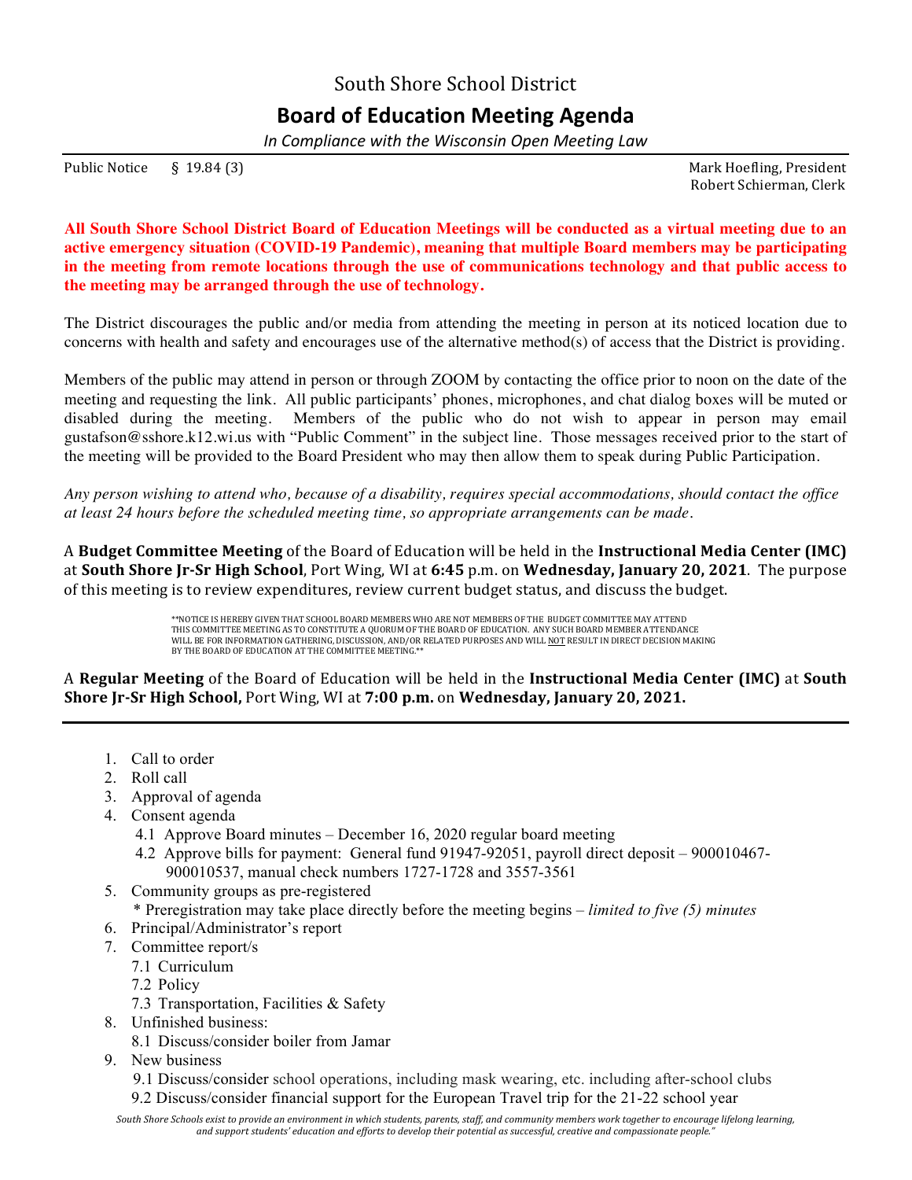# South Shore School District

## Board of Education Meeting Agenda

*In Compliance with the Wisconsin Open Meeting Law*

Public Notice § 19.84 (3)

Mark Hoefling, President
Robert Schierman, Clerk

**All South Shore School District Board of Education Meetings will be conducted as a virtual meeting due to an active emergency situation (COVID-19 Pandemic), meaning that multiple Board members may be participating in the meeting from remote locations through the use of communications technology and that public access to the meeting may be arranged through the use of technology.**

The District discourages the public and/or media from attending the meeting in person at its noticed location due to concerns with health and safety and encourages use of the alternative method(s) of access that the District is providing.

Members of the public may attend in person or through ZOOM by contacting the office prior to noon on the date of the meeting and requesting the link. All public participants' phones, microphones, and chat dialog boxes will be muted or disabled during the meeting. Members of the public who do not wish to appear in person may email gustafson@sshore.k12.wi.us with "Public Comment" in the subject line. Those messages received prior to the start of the meeting will be provided to the Board President who may then allow them to speak during Public Participation.

*Any person wishing to attend who, because of a disability, requires special accommodations, should contact the office at least 24 hours before the scheduled meeting time, so appropriate arrangements can be made.*

A **Budget Committee Meeting** of the Board of Education will be held in the **Instructional Media Center (IMC)** at **South Shore Jr-Sr High School**, Port Wing, WI at **6:45** p.m. on **Wednesday, January 20, 2021**. The purpose of this meeting is to review expenditures, review current budget status, and discuss the budget.

\*\*NOTICE IS HEREBY GIVEN THAT SCHOOL BOARD MEMBERS WHO ARE NOT MEMBERS OF THE BUDGET COMMITTEE MAY ATTEND THIS COMMITTEE MEETING AS TO CONSTITUTE A QUORUM OF THE BOARD OF EDUCATION. ANY SUCH BOARD MEMBER ATTENDANCE WILL BE FOR INFORMATION GATHERING, DISCUSSION, AND/OR RELATED PURPOSES AND WILL NOT RESULT IN DIRECT DECISION MAKING BY THE BOARD OF EDUCATION AT THE COMMITTEE MEETING.\*\*

A **Regular Meeting** of the Board of Education will be held in the **Instructional Media Center (IMC)** at **South Shore Jr-Sr High School,** Port Wing, WI at **7:00 p.m.** on **Wednesday, January 20, 2021.**

1. Call to order
2. Roll call
3. Approval of agenda
4. Consent agenda
   - 4.1 Approve Board minutes – December 16, 2020 regular board meeting
   - 4.2 Approve bills for payment: General fund 91947-92051, payroll direct deposit – 900010467-900010537, manual check numbers 1727-1728 and 3557-3561
5. Community groups as pre-registered
   - \* Preregistration may take place directly before the meeting begins – *limited to five (5) minutes*
6. Principal/Administrator's report
7. Committee report/s
   - 7.1 Curriculum
   - 7.2 Policy
   - 7.3 Transportation, Facilities & Safety
8. Unfinished business:
   - 8.1 Discuss/consider boiler from Jamar
9. New business
   - 9.1 Discuss/consider school operations, including mask wearing, etc. including after-school clubs
   - 9.2 Discuss/consider financial support for the European Travel trip for the 21-22 school year

*South Shore Schools exist to provide an environment in which students, parents, staff, and community members work together to encourage lifelong learning, and support students' education and efforts to develop their potential as successful, creative and compassionate people."*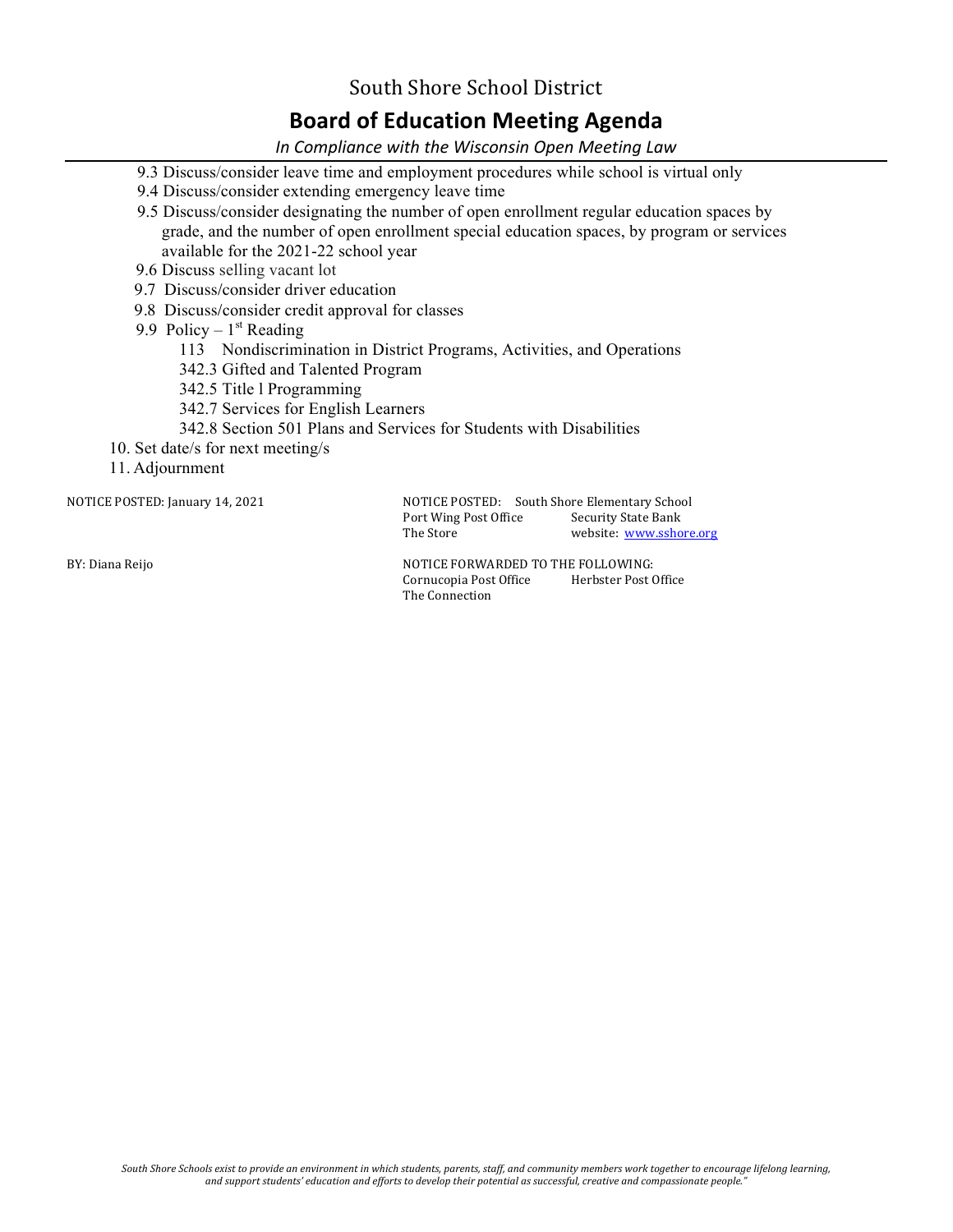9.3 Discuss/consider leave time and employment procedures while school is virtual only

9.4 Discuss/consider extending emergency leave time

9.5 Discuss/consider designating the number of open enrollment regular education spaces by grade, and the number of open enrollment special education spaces, by program or services available for the 2021-22 school year

9.6 Discuss selling vacant lot

9.7 Discuss/consider driver education

9.8 Discuss/consider credit approval for classes

9.9 Policy – 1st Reading

- 113 Nondiscrimination in District Programs, Activities, and Operations
- 342.3 Gifted and Talented Program
- 342.5 Title l Programming
- 342.7 Services for English Learners
- 342.8 Section 501 Plans and Services for Students with Disabilities

10. Set date/s for next meeting/s
11. Adjournment

NOTICE POSTED: January 14, 2021

BY: Diana Reijo

NOTICE POSTED: South Shore Elementary School
Port Wing Post Office
Security State Bank
The Store
website: www.sshore.org

NOTICE FORWARDED TO THE FOLLOWING:
Cornucopia Post Office
Herbster Post Office
The Connection

*South Shore Schools exist to provide an environment in which students, parents, staff, and community members work together to encourage lifelong learning, and support students' education and efforts to develop their potential as successful, creative and compassionate people."*